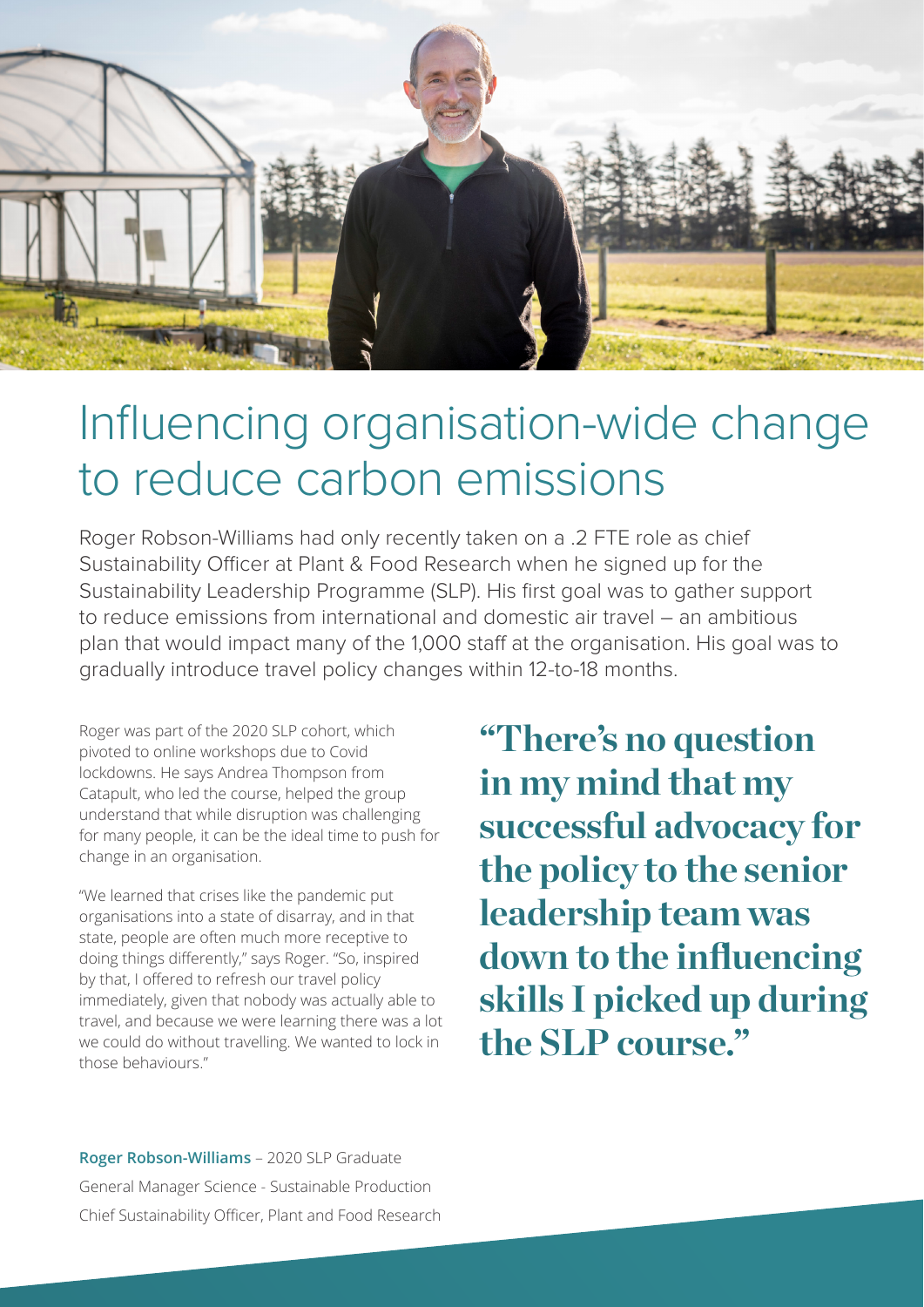# Influencing organisation-wide change to reduce carbon emissions

Roger Robson-Williams had only recently taken on a .2 FTE role as chief Sustainability Officer at Plant & Food Research when he signed up for the Sustainability Leadership Programme (SLP). His first goal was to gather support to reduce emissions from international and domestic air travel – an ambitious plan that would impact many of the 1,000 staff at the organisation. His goal was to gradually introduce travel policy changes within 12-to-18 months.

Roger was part of the 2020 SLP cohort, which pivoted to online workshops due to Covid lockdowns. He says Andrea Thompson from Catapult, who led the course, helped the group understand that while disruption was challenging for many people, it can be the ideal time to push for change in an organisation.

"We learned that crises like the pandemic put organisations into a state of disarray, and in that state, people are often much more receptive to doing things differently," says Roger. "So, inspired by that, I offered to refresh our travel policy immediately, given that nobody was actually able to travel, and because we were learning there was a lot we could do without travelling. We wanted to lock in those behaviours."

> **"There's no question in my mind that my successful advocacy for the policy to the senior leadership team was down to the influencing skills I picked up during the SLP course."**

**Roger Robson-Williams** – 2020 SLP Graduate
General Manager Science - Sustainable Production
Chief Sustainability Officer, Plant and Food Research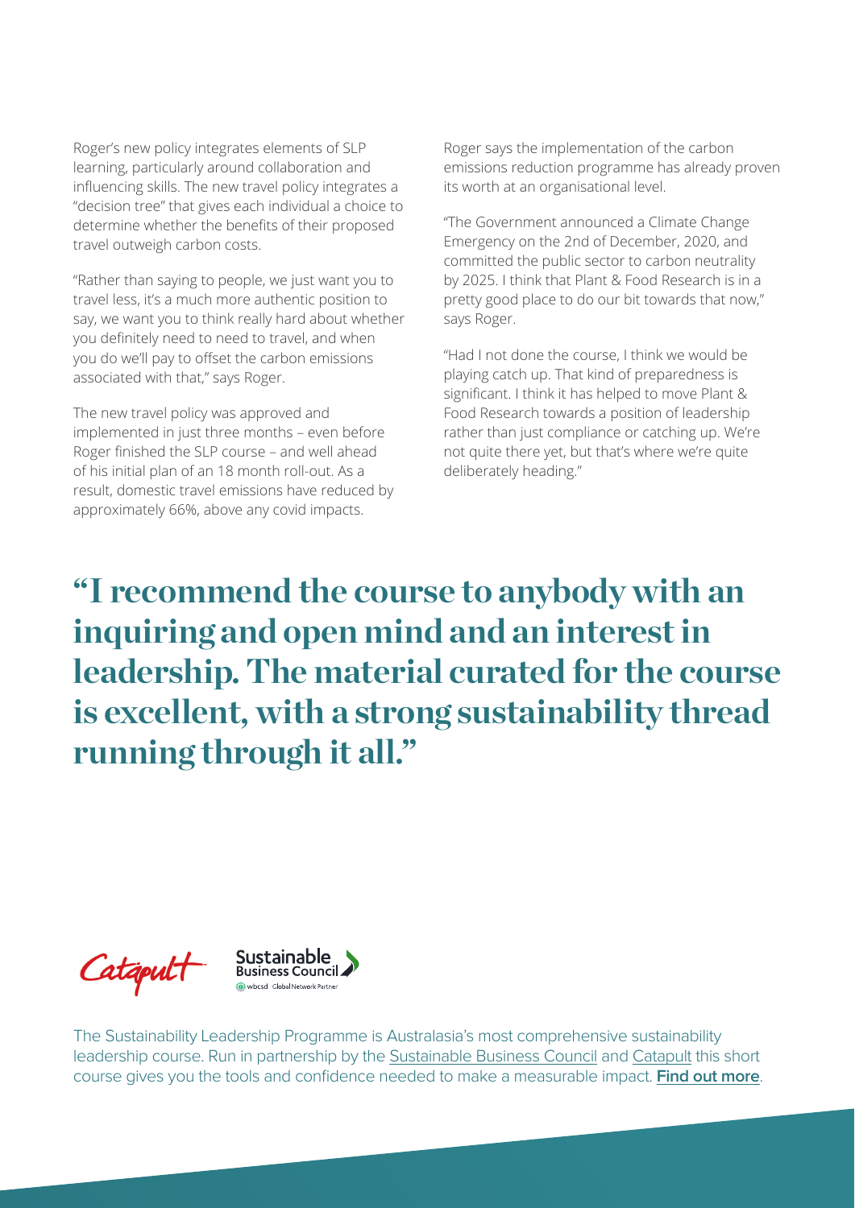Roger's new policy integrates elements of SLP learning, particularly around collaboration and influencing skills. The new travel policy integrates a "decision tree" that gives each individual a choice to determine whether the benefits of their proposed travel outweigh carbon costs.

"Rather than saying to people, we just want you to travel less, it's a much more authentic position to say, we want you to think really hard about whether you definitely need to need to travel, and when you do we'll pay to offset the carbon emissions associated with that," says Roger.

The new travel policy was approved and implemented in just three months – even before Roger finished the SLP course – and well ahead of his initial plan of an 18 month roll-out. As a result, domestic travel emissions have reduced by approximately 66%, above any covid impacts.

Roger says the implementation of the carbon emissions reduction programme has already proven its worth at an organisational level.

"The Government announced a Climate Change Emergency on the 2nd of December, 2020, and committed the public sector to carbon neutrality by 2025. I think that Plant & Food Research is in a pretty good place to do our bit towards that now," says Roger.

"Had I not done the course, I think we would be playing catch up. That kind of preparedness is significant. I think it has helped to move Plant & Food Research towards a position of leadership rather than just compliance or catching up. We're not quite there yet, but that's where we're quite deliberately heading."

## "I recommend the course to anybody with an inquiring and open mind and an interest in leadership. The material curated for the course is excellent, with a strong sustainability thread running through it all."

Catapult

Sustainable Business Council
wbcsd Global Network Partner

The Sustainability Leadership Programme is Australasia's most comprehensive sustainability leadership course. Run in partnership by the Sustainable Business Council and Catapult this short course gives you the tools and confidence needed to make a measurable impact. **Find out more**.